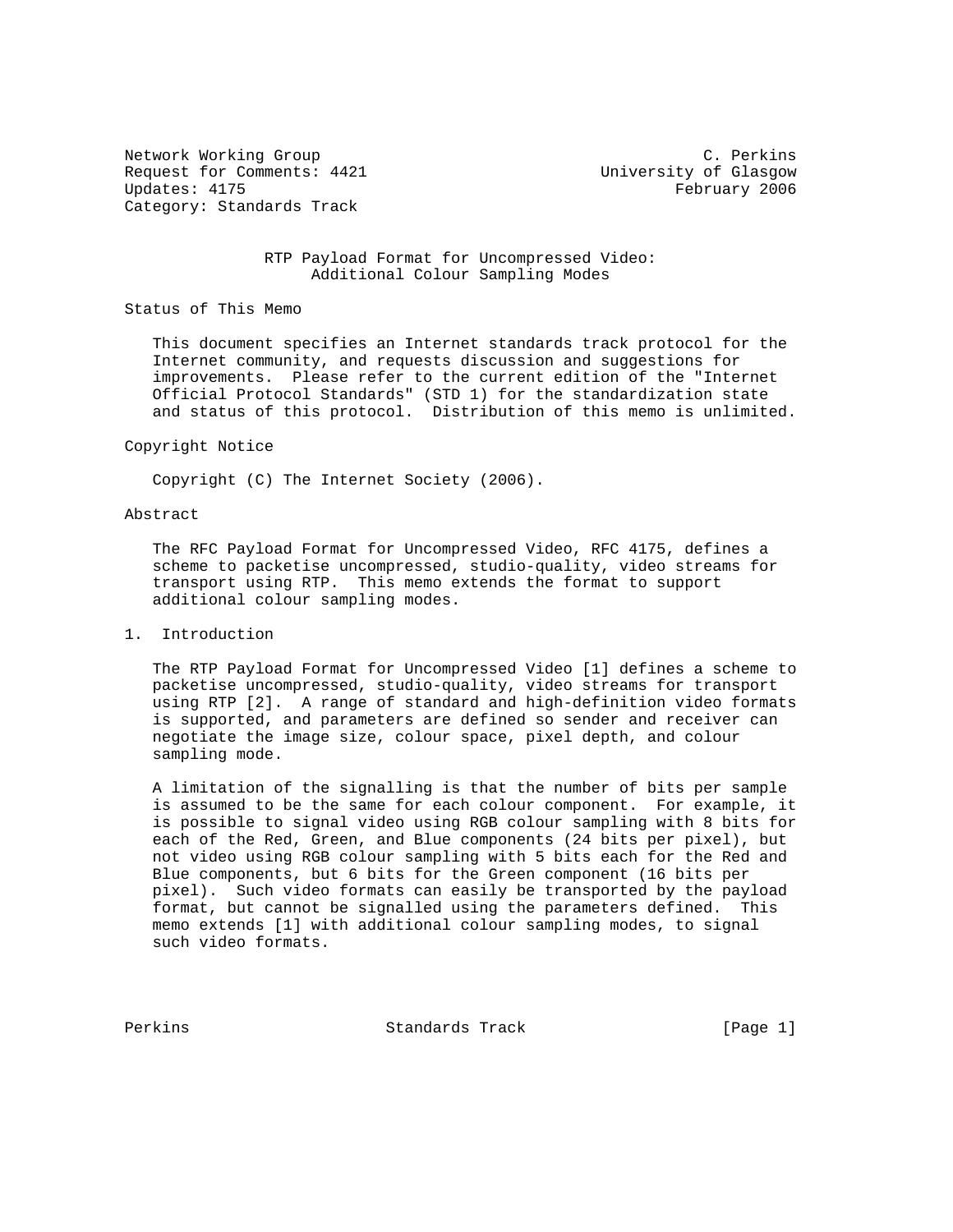Network Working Group C. Perkins
Request for Comments: 4421 University of Glasgow
Updates: 4175 February 2006
Category: Standards Track

# RTP Payload Format for Uncompressed Video: Additional Colour Sampling Modes

## Status of This Memo

This document specifies an Internet standards track protocol for the Internet community, and requests discussion and suggestions for improvements. Please refer to the current edition of the "Internet Official Protocol Standards" (STD 1) for the standardization state and status of this protocol. Distribution of this memo is unlimited.

## Copyright Notice

Copyright (C) The Internet Society (2006).

## Abstract

The RFC Payload Format for Uncompressed Video, RFC 4175, defines a scheme to packetise uncompressed, studio-quality, video streams for transport using RTP. This memo extends the format to support additional colour sampling modes.

## 1. Introduction

The RTP Payload Format for Uncompressed Video [1] defines a scheme to packetise uncompressed, studio-quality, video streams for transport using RTP [2]. A range of standard and high-definition video formats is supported, and parameters are defined so sender and receiver can negotiate the image size, colour space, pixel depth, and colour sampling mode.

A limitation of the signalling is that the number of bits per sample is assumed to be the same for each colour component. For example, it is possible to signal video using RGB colour sampling with 8 bits for each of the Red, Green, and Blue components (24 bits per pixel), but not video using RGB colour sampling with 5 bits each for the Red and Blue components, but 6 bits for the Green component (16 bits per pixel). Such video formats can easily be transported by the payload format, but cannot be signalled using the parameters defined. This memo extends [1] with additional colour sampling modes, to signal such video formats.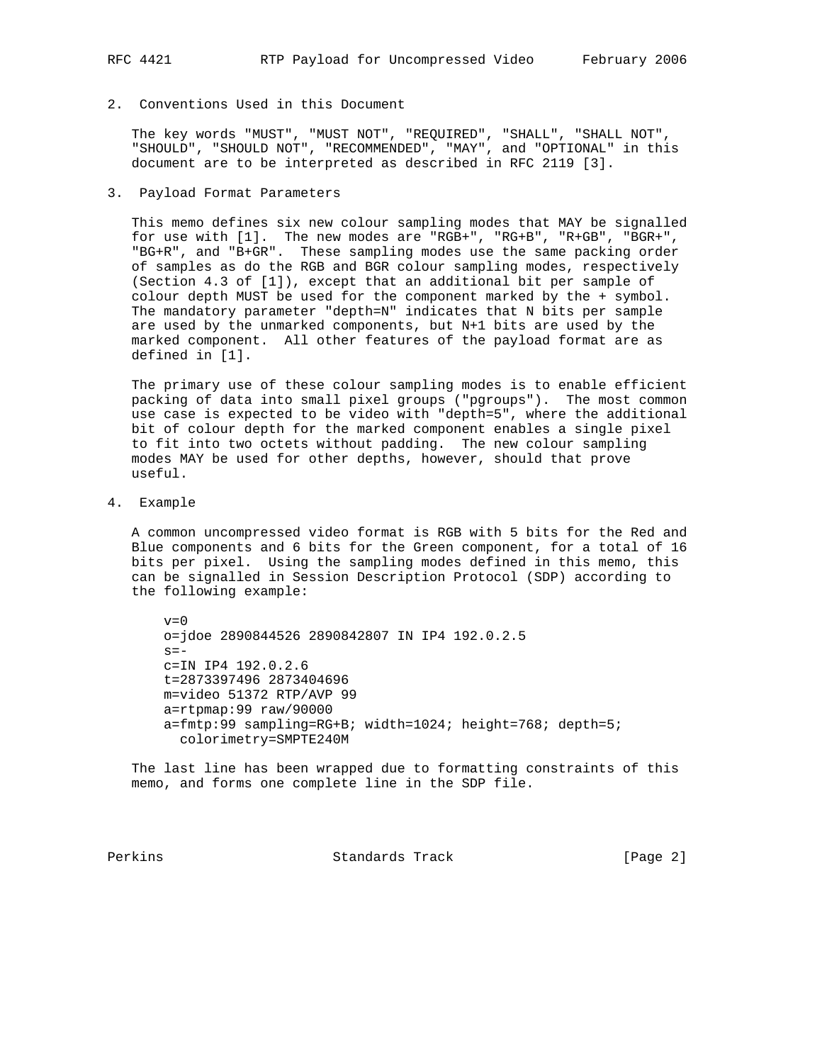## 2. Conventions Used in this Document

The key words "MUST", "MUST NOT", "REQUIRED", "SHALL", "SHALL NOT", "SHOULD", "SHOULD NOT", "RECOMMENDED", "MAY", and "OPTIONAL" in this document are to be interpreted as described in RFC 2119 [3].

## 3. Payload Format Parameters

This memo defines six new colour sampling modes that MAY be signalled for use with [1]. The new modes are "RGB+", "RG+B", "R+GB", "BGR+", "BG+R", and "B+GR". These sampling modes use the same packing order of samples as do the RGB and BGR colour sampling modes, respectively (Section 4.3 of [1]), except that an additional bit per sample of colour depth MUST be used for the component marked by the + symbol. The mandatory parameter "depth=N" indicates that N bits per sample are used by the unmarked components, but N+1 bits are used by the marked component. All other features of the payload format are as defined in [1].

The primary use of these colour sampling modes is to enable efficient packing of data into small pixel groups ("pgroups"). The most common use case is expected to be video with "depth=5", where the additional bit of colour depth for the marked component enables a single pixel to fit into two octets without padding. The new colour sampling modes MAY be used for other depths, however, should that prove useful.

## 4. Example

A common uncompressed video format is RGB with 5 bits for the Red and Blue components and 6 bits for the Green component, for a total of 16 bits per pixel. Using the sampling modes defined in this memo, this can be signalled in Session Description Protocol (SDP) according to the following example:

```
v=0
o=jdoe 2890844526 2890842807 IN IP4 192.0.2.5
s=-
c=IN IP4 192.0.2.6
t=2873397496 2873404696
m=video 51372 RTP/AVP 99
a=rtpmap:99 raw/90000
a=fmtp:99 sampling=RG+B; width=1024; height=768; depth=5;
  colorimetry=SMPTE240M
```

The last line has been wrapped due to formatting constraints of this memo, and forms one complete line in the SDP file.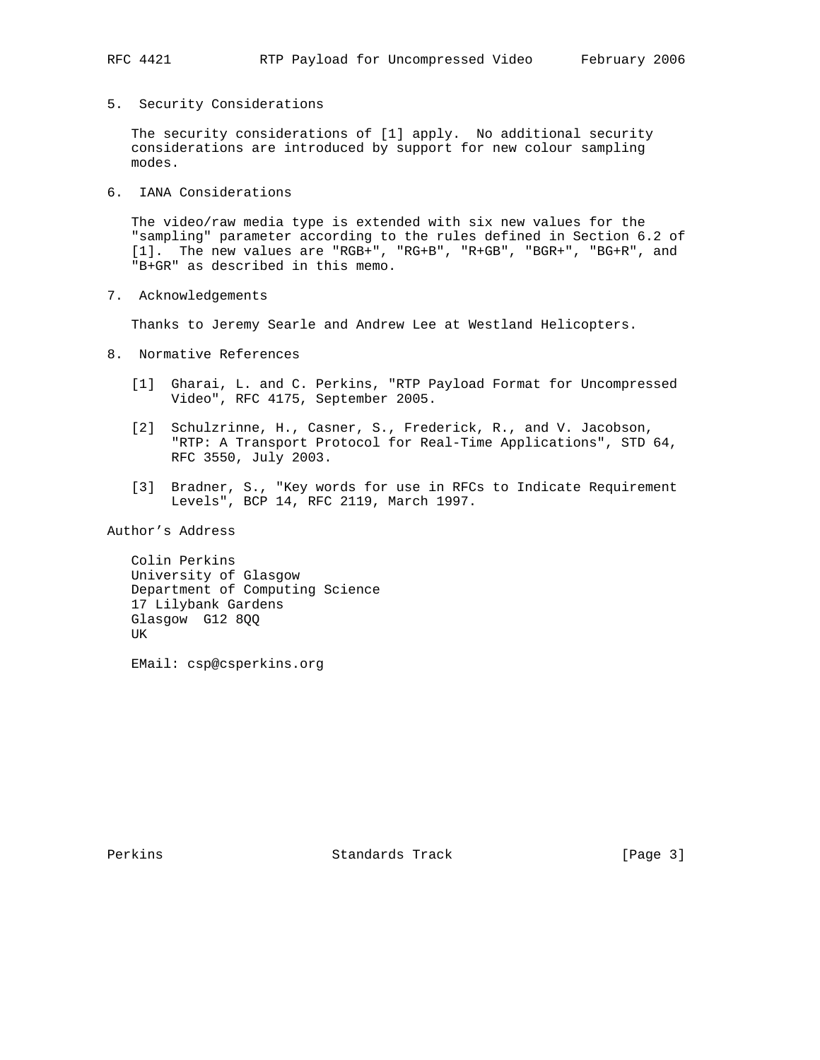## 5. Security Considerations

The security considerations of [1] apply. No additional security considerations are introduced by support for new colour sampling modes.

## 6. IANA Considerations

The video/raw media type is extended with six new values for the "sampling" parameter according to the rules defined in Section 6.2 of [1]. The new values are "RGB+", "RG+B", "R+GB", "BGR+", "BG+R", and "B+GR" as described in this memo.

## 7. Acknowledgements

Thanks to Jeremy Searle and Andrew Lee at Westland Helicopters.

## 8. Normative References

[1] Gharai, L. and C. Perkins, "RTP Payload Format for Uncompressed Video", RFC 4175, September 2005.

[2] Schulzrinne, H., Casner, S., Frederick, R., and V. Jacobson, "RTP: A Transport Protocol for Real-Time Applications", STD 64, RFC 3550, July 2003.

[3] Bradner, S., "Key words for use in RFCs to Indicate Requirement Levels", BCP 14, RFC 2119, March 1997.

## Author's Address

Colin Perkins
University of Glasgow
Department of Computing Science
17 Lilybank Gardens
Glasgow G12 8QQ
UK

EMail: csp@csperkins.org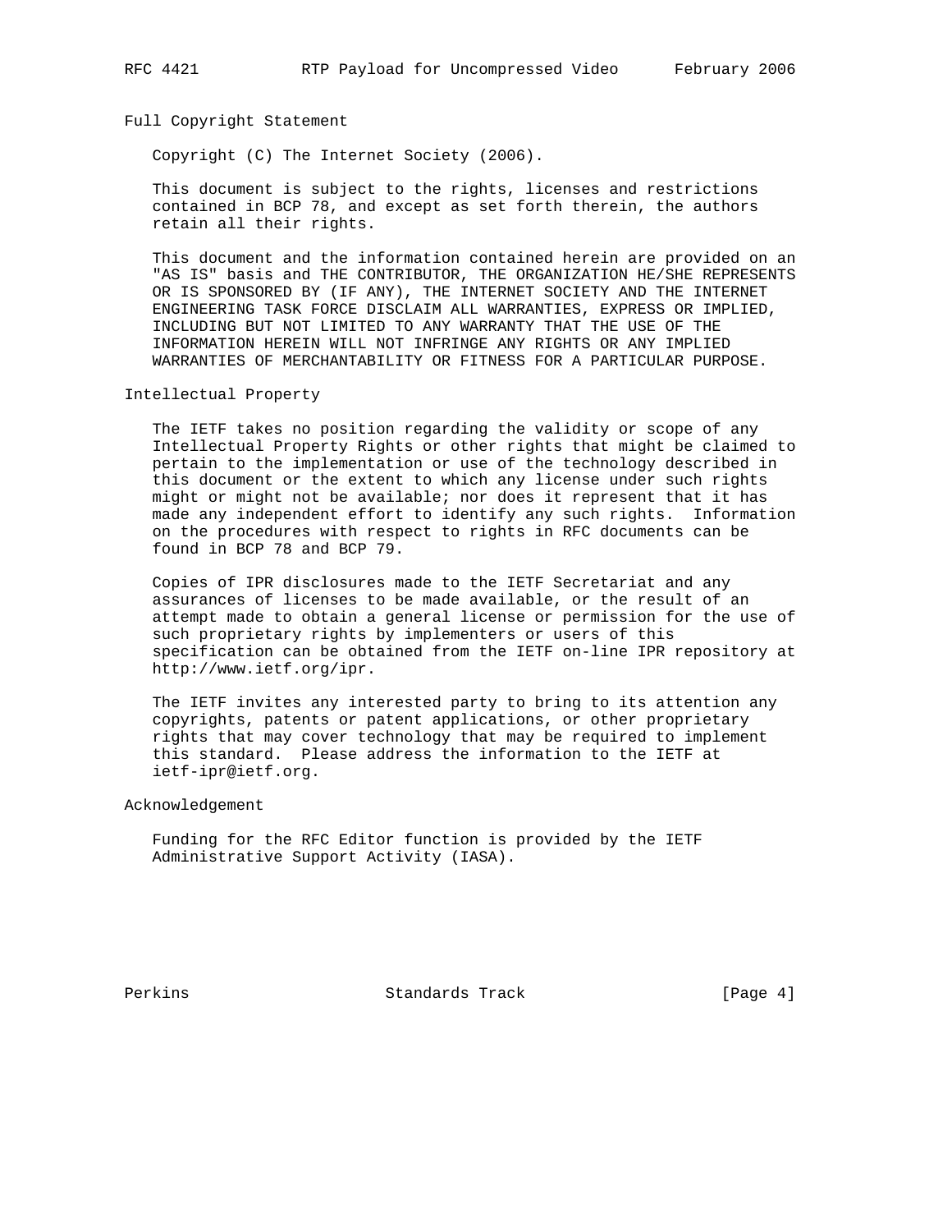## Full Copyright Statement

Copyright (C) The Internet Society (2006).

This document is subject to the rights, licenses and restrictions contained in BCP 78, and except as set forth therein, the authors retain all their rights.

This document and the information contained herein are provided on an "AS IS" basis and THE CONTRIBUTOR, THE ORGANIZATION HE/SHE REPRESENTS OR IS SPONSORED BY (IF ANY), THE INTERNET SOCIETY AND THE INTERNET ENGINEERING TASK FORCE DISCLAIM ALL WARRANTIES, EXPRESS OR IMPLIED, INCLUDING BUT NOT LIMITED TO ANY WARRANTY THAT THE USE OF THE INFORMATION HEREIN WILL NOT INFRINGE ANY RIGHTS OR ANY IMPLIED WARRANTIES OF MERCHANTABILITY OR FITNESS FOR A PARTICULAR PURPOSE.

## Intellectual Property

The IETF takes no position regarding the validity or scope of any Intellectual Property Rights or other rights that might be claimed to pertain to the implementation or use of the technology described in this document or the extent to which any license under such rights might or might not be available; nor does it represent that it has made any independent effort to identify any such rights. Information on the procedures with respect to rights in RFC documents can be found in BCP 78 and BCP 79.

Copies of IPR disclosures made to the IETF Secretariat and any assurances of licenses to be made available, or the result of an attempt made to obtain a general license or permission for the use of such proprietary rights by implementers or users of this specification can be obtained from the IETF on-line IPR repository at http://www.ietf.org/ipr.

The IETF invites any interested party to bring to its attention any copyrights, patents or patent applications, or other proprietary rights that may cover technology that may be required to implement this standard. Please address the information to the IETF at ietf-ipr@ietf.org.

## Acknowledgement

Funding for the RFC Editor function is provided by the IETF Administrative Support Activity (IASA).